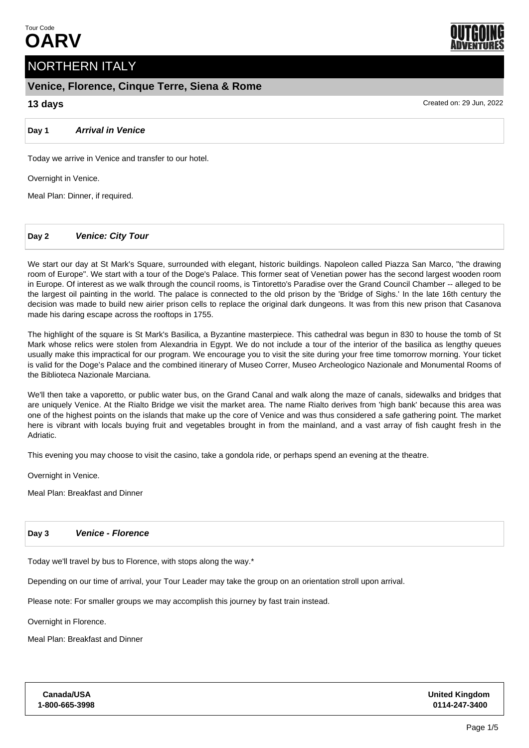Tour Code
# OARV

## NORTHERN ITALY

### Venice, Florence, Cinque Terre, Siena & Rome

**13 days**

Created on: 29 Jun, 2022

### Day 1 *Arrival in Venice*

Today we arrive in Venice and transfer to our hotel.

Overnight in Venice.

Meal Plan: Dinner, if required.

### Day 2 *Venice: City Tour*

We start our day at St Mark's Square, surrounded with elegant, historic buildings. Napoleon called Piazza San Marco, "the drawing room of Europe". We start with a tour of the Doge's Palace. This former seat of Venetian power has the second largest wooden room in Europe. Of interest as we walk through the council rooms, is Tintoretto's Paradise over the Grand Council Chamber -- alleged to be the largest oil painting in the world. The palace is connected to the old prison by the 'Bridge of Sighs.' In the late 16th century the decision was made to build new airier prison cells to replace the original dark dungeons. It was from this new prison that Casanova made his daring escape across the rooftops in 1755.

The highlight of the square is St Mark's Basilica, a Byzantine masterpiece. This cathedral was begun in 830 to house the tomb of St Mark whose relics were stolen from Alexandria in Egypt. We do not include a tour of the interior of the basilica as lengthy queues usually make this impractical for our program. We encourage you to visit the site during your free time tomorrow morning. Your ticket is valid for the Doge's Palace and the combined itinerary of Museo Correr, Museo Archeologico Nazionale and Monumental Rooms of the Biblioteca Nazionale Marciana.

We'll then take a vaporetto, or public water bus, on the Grand Canal and walk along the maze of canals, sidewalks and bridges that are uniquely Venice. At the Rialto Bridge we visit the market area. The name Rialto derives from 'high bank' because this area was one of the highest points on the islands that make up the core of Venice and was thus considered a safe gathering point. The market here is vibrant with locals buying fruit and vegetables brought in from the mainland, and a vast array of fish caught fresh in the Adriatic.

This evening you may choose to visit the casino, take a gondola ride, or perhaps spend an evening at the theatre.

Overnight in Venice.

Meal Plan: Breakfast and Dinner

### Day 3 *Venice - Florence*

Today we'll travel by bus to Florence, with stops along the way.*

Depending on our time of arrival, your Tour Leader may take the group on an orientation stroll upon arrival.

Please note: For smaller groups we may accomplish this journey by fast train instead.

Overnight in Florence.

Meal Plan: Breakfast and Dinner

**Canada/USA**
**1-800-665-3998**

**United Kingdom**
**0114-247-3400**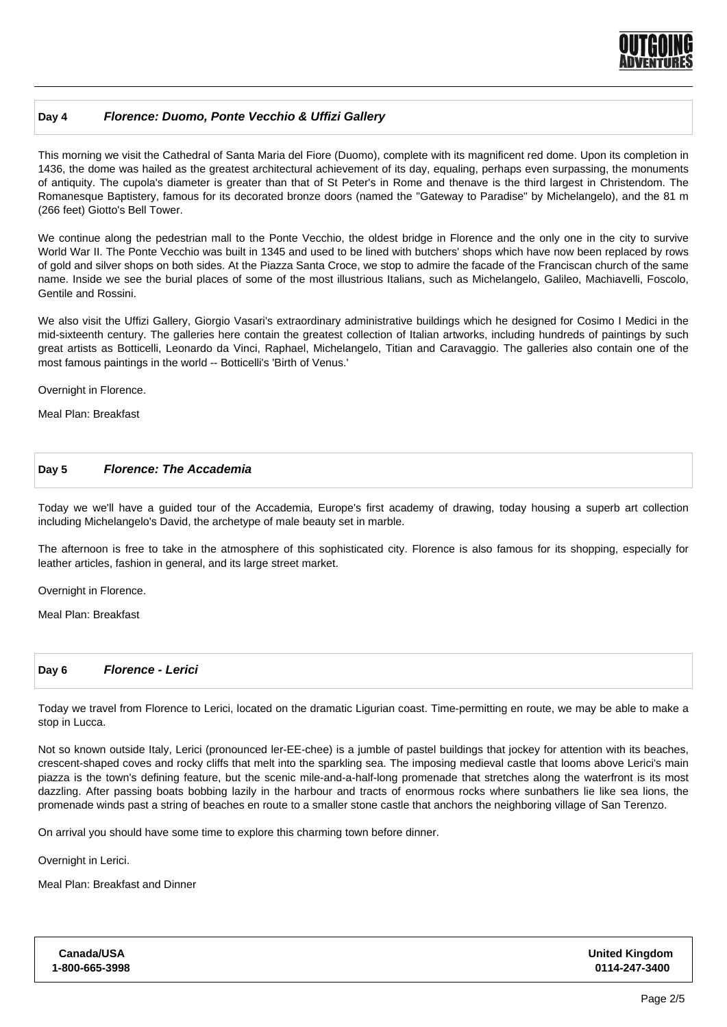## Day 4 *Florence: Duomo, Ponte Vecchio & Uffizi Gallery*

This morning we visit the Cathedral of Santa Maria del Fiore (Duomo), complete with its magnificent red dome. Upon its completion in 1436, the dome was hailed as the greatest architectural achievement of its day, equaling, perhaps even surpassing, the monuments of antiquity. The cupola's diameter is greater than that of St Peter's in Rome and thenave is the third largest in Christendom. The Romanesque Baptistery, famous for its decorated bronze doors (named the "Gateway to Paradise" by Michelangelo), and the 81 m (266 feet) Giotto's Bell Tower.

We continue along the pedestrian mall to the Ponte Vecchio, the oldest bridge in Florence and the only one in the city to survive World War II. The Ponte Vecchio was built in 1345 and used to be lined with butchers' shops which have now been replaced by rows of gold and silver shops on both sides. At the Piazza Santa Croce, we stop to admire the facade of the Franciscan church of the same name. Inside we see the burial places of some of the most illustrious Italians, such as Michelangelo, Galileo, Machiavelli, Foscolo, Gentile and Rossini.

We also visit the Uffizi Gallery, Giorgio Vasari's extraordinary administrative buildings which he designed for Cosimo I Medici in the mid-sixteenth century. The galleries here contain the greatest collection of Italian artworks, including hundreds of paintings by such great artists as Botticelli, Leonardo da Vinci, Raphael, Michelangelo, Titian and Caravaggio. The galleries also contain one of the most famous paintings in the world -- Botticelli's 'Birth of Venus.'

Overnight in Florence.

Meal Plan: Breakfast

## Day 5 *Florence: The Accademia*

Today we we'll have a guided tour of the Accademia, Europe's first academy of drawing, today housing a superb art collection including Michelangelo's David, the archetype of male beauty set in marble.

The afternoon is free to take in the atmosphere of this sophisticated city. Florence is also famous for its shopping, especially for leather articles, fashion in general, and its large street market.

Overnight in Florence.

Meal Plan: Breakfast

## Day 6 *Florence - Lerici*

Today we travel from Florence to Lerici, located on the dramatic Ligurian coast. Time-permitting en route, we may be able to make a stop in Lucca.

Not so known outside Italy, Lerici (pronounced ler-EE-chee) is a jumble of pastel buildings that jockey for attention with its beaches, crescent-shaped coves and rocky cliffs that melt into the sparkling sea. The imposing medieval castle that looms above Lerici's main piazza is the town's defining feature, but the scenic mile-and-a-half-long promenade that stretches along the waterfront is its most dazzling. After passing boats bobbing lazily in the harbour and tracts of enormous rocks where sunbathers lie like sea lions, the promenade winds past a string of beaches en route to a smaller stone castle that anchors the neighboring village of San Terenzo.

On arrival you should have some time to explore this charming town before dinner.

Overnight in Lerici.

Meal Plan: Breakfast and Dinner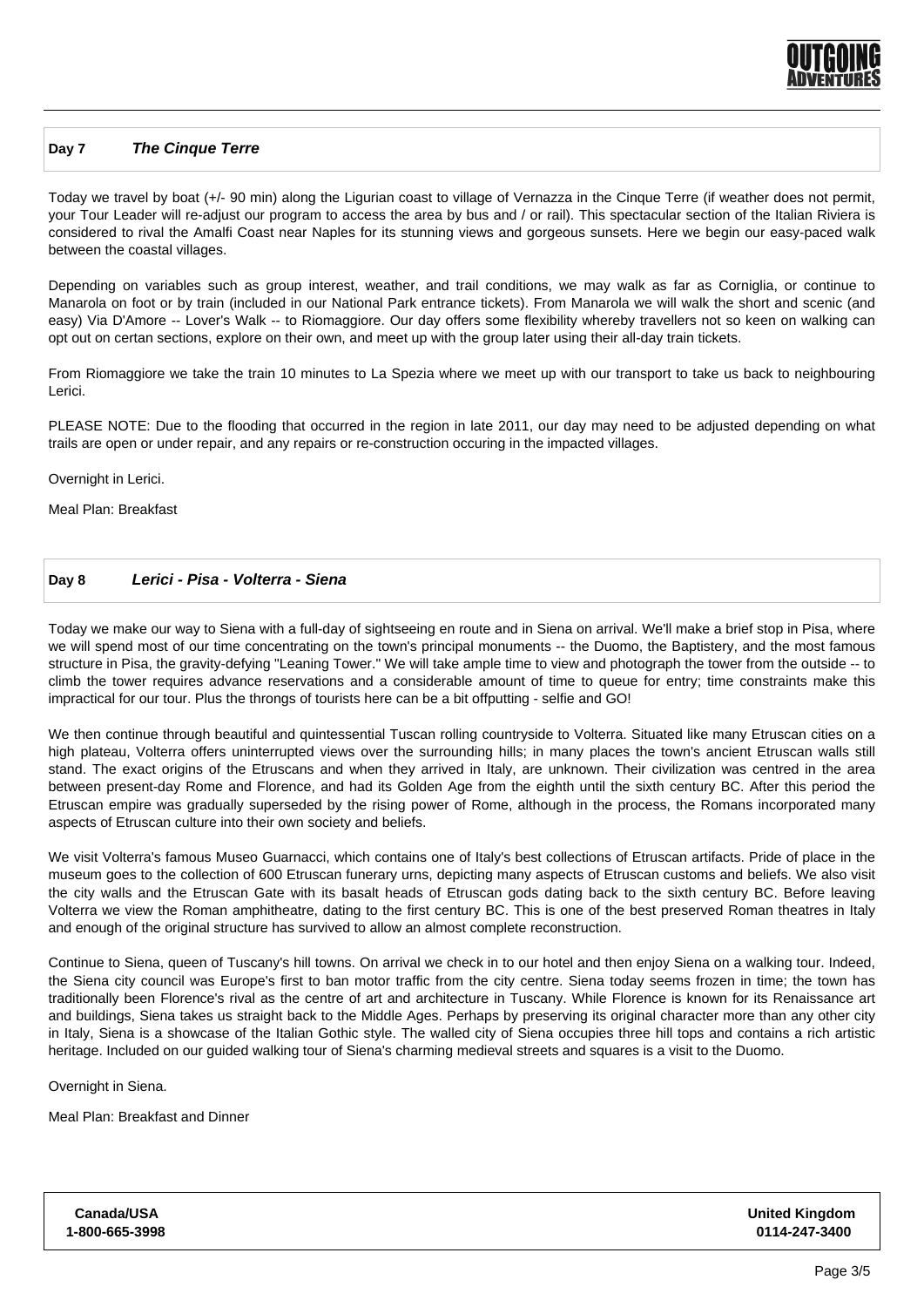## Day 7 *The Cinque Terre*

Today we travel by boat (+/- 90 min) along the Ligurian coast to village of Vernazza in the Cinque Terre (if weather does not permit, your Tour Leader will re-adjust our program to access the area by bus and / or rail). This spectacular section of the Italian Riviera is considered to rival the Amalfi Coast near Naples for its stunning views and gorgeous sunsets. Here we begin our easy-paced walk between the coastal villages.

Depending on variables such as group interest, weather, and trail conditions, we may walk as far as Corniglia, or continue to Manarola on foot or by train (included in our National Park entrance tickets). From Manarola we will walk the short and scenic (and easy) Via D'Amore -- Lover's Walk -- to Riomaggiore. Our day offers some flexibility whereby travellers not so keen on walking can opt out on certan sections, explore on their own, and meet up with the group later using their all-day train tickets.

From Riomaggiore we take the train 10 minutes to La Spezia where we meet up with our transport to take us back to neighbouring Lerici.

PLEASE NOTE: Due to the flooding that occurred in the region in late 2011, our day may need to be adjusted depending on what trails are open or under repair, and any repairs or re-construction occuring in the impacted villages.

Overnight in Lerici.

Meal Plan: Breakfast

## Day 8 *Lerici - Pisa - Volterra - Siena*

Today we make our way to Siena with a full-day of sightseeing en route and in Siena on arrival. We'll make a brief stop in Pisa, where we will spend most of our time concentrating on the town's principal monuments -- the Duomo, the Baptistery, and the most famous structure in Pisa, the gravity-defying "Leaning Tower." We will take ample time to view and photograph the tower from the outside -- to climb the tower requires advance reservations and a considerable amount of time to queue for entry; time constraints make this impractical for our tour. Plus the throngs of tourists here can be a bit offputting - selfie and GO!

We then continue through beautiful and quintessential Tuscan rolling countryside to Volterra. Situated like many Etruscan cities on a high plateau, Volterra offers uninterrupted views over the surrounding hills; in many places the town's ancient Etruscan walls still stand. The exact origins of the Etruscans and when they arrived in Italy, are unknown. Their civilization was centred in the area between present-day Rome and Florence, and had its Golden Age from the eighth until the sixth century BC. After this period the Etruscan empire was gradually superseded by the rising power of Rome, although in the process, the Romans incorporated many aspects of Etruscan culture into their own society and beliefs.

We visit Volterra's famous Museo Guarnacci, which contains one of Italy's best collections of Etruscan artifacts. Pride of place in the museum goes to the collection of 600 Etruscan funerary urns, depicting many aspects of Etruscan customs and beliefs. We also visit the city walls and the Etruscan Gate with its basalt heads of Etruscan gods dating back to the sixth century BC. Before leaving Volterra we view the Roman amphitheatre, dating to the first century BC. This is one of the best preserved Roman theatres in Italy and enough of the original structure has survived to allow an almost complete reconstruction.

Continue to Siena, queen of Tuscany's hill towns. On arrival we check in to our hotel and then enjoy Siena on a walking tour. Indeed, the Siena city council was Europe's first to ban motor traffic from the city centre. Siena today seems frozen in time; the town has traditionally been Florence's rival as the centre of art and architecture in Tuscany. While Florence is known for its Renaissance art and buildings, Siena takes us straight back to the Middle Ages. Perhaps by preserving its original character more than any other city in Italy, Siena is a showcase of the Italian Gothic style. The walled city of Siena occupies three hill tops and contains a rich artistic heritage. Included on our guided walking tour of Siena's charming medieval streets and squares is a visit to the Duomo.

Overnight in Siena.

Meal Plan: Breakfast and Dinner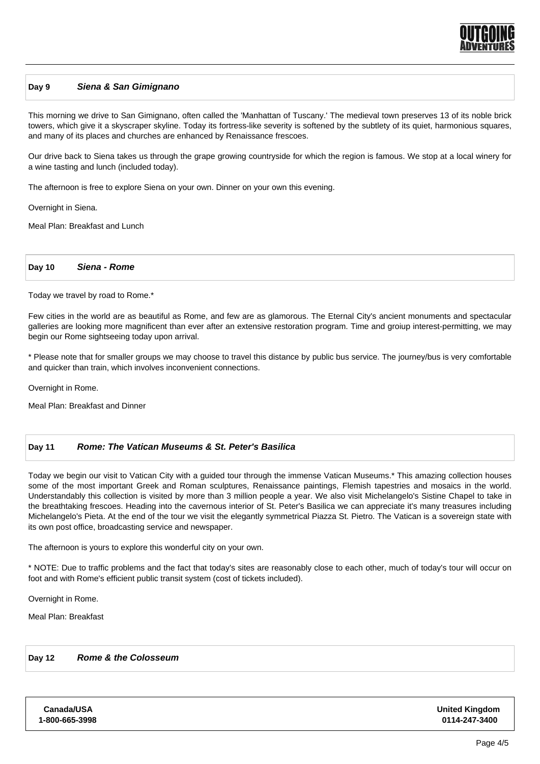## Day 9 *Siena & San Gimignano*

This morning we drive to San Gimignano, often called the 'Manhattan of Tuscany.' The medieval town preserves 13 of its noble brick towers, which give it a skyscraper skyline. Today its fortress-like severity is softened by the subtlety of its quiet, harmonious squares, and many of its places and churches are enhanced by Renaissance frescoes.

Our drive back to Siena takes us through the grape growing countryside for which the region is famous. We stop at a local winery for a wine tasting and lunch (included today).

The afternoon is free to explore Siena on your own. Dinner on your own this evening.

Overnight in Siena.

Meal Plan: Breakfast and Lunch

## Day 10 *Siena - Rome*

Today we travel by road to Rome.*

Few cities in the world are as beautiful as Rome, and few are as glamorous. The Eternal City's ancient monuments and spectacular galleries are looking more magnificent than ever after an extensive restoration program. Time and groiup interest-permitting, we may begin our Rome sightseeing today upon arrival.

* Please note that for smaller groups we may choose to travel this distance by public bus service. The journey/bus is very comfortable and quicker than train, which involves inconvenient connections.

Overnight in Rome.

Meal Plan: Breakfast and Dinner

## Day 11 *Rome: The Vatican Museums & St. Peter's Basilica*

Today we begin our visit to Vatican City with a guided tour through the immense Vatican Museums.* This amazing collection houses some of the most important Greek and Roman sculptures, Renaissance paintings, Flemish tapestries and mosaics in the world. Understandably this collection is visited by more than 3 million people a year. We also visit Michelangelo's Sistine Chapel to take in the breathtaking frescoes. Heading into the cavernous interior of St. Peter's Basilica we can appreciate it's many treasures including Michelangelo's Pieta. At the end of the tour we visit the elegantly symmetrical Piazza St. Pietro. The Vatican is a sovereign state with its own post office, broadcasting service and newspaper.

The afternoon is yours to explore this wonderful city on your own.

* NOTE: Due to traffic problems and the fact that today's sites are reasonably close to each other, much of today's tour will occur on foot and with Rome's efficient public transit system (cost of tickets included).

Overnight in Rome.

Meal Plan: Breakfast

## Day 12 *Rome & the Colosseum*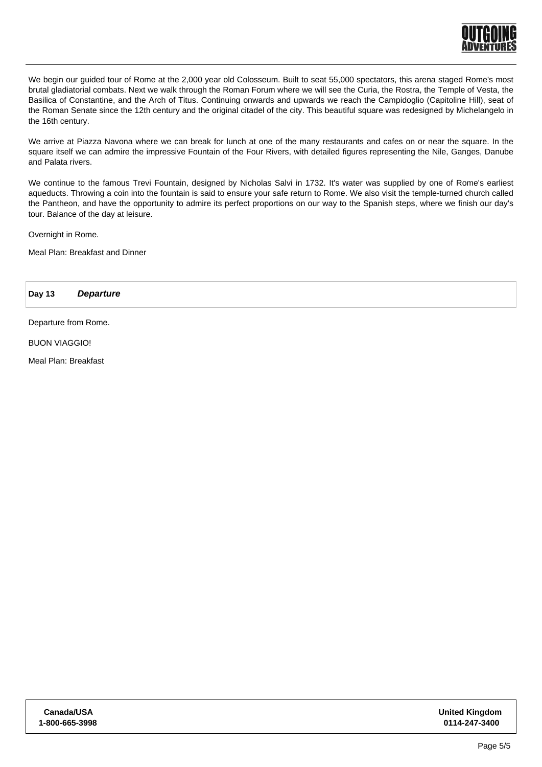We begin our guided tour of Rome at the 2,000 year old Colosseum. Built to seat 55,000 spectators, this arena staged Rome's most brutal gladiatorial combats. Next we walk through the Roman Forum where we will see the Curia, the Rostra, the Temple of Vesta, the Basilica of Constantine, and the Arch of Titus. Continuing onwards and upwards we reach the Campidoglio (Capitoline Hill), seat of the Roman Senate since the 12th century and the original citadel of the city. This beautiful square was redesigned by Michelangelo in the 16th century.

We arrive at Piazza Navona where we can break for lunch at one of the many restaurants and cafes on or near the square. In the square itself we can admire the impressive Fountain of the Four Rivers, with detailed figures representing the Nile, Ganges, Danube and Palata rivers.

We continue to the famous Trevi Fountain, designed by Nicholas Salvi in 1732. It's water was supplied by one of Rome's earliest aqueducts. Throwing a coin into the fountain is said to ensure your safe return to Rome. We also visit the temple-turned church called the Pantheon, and have the opportunity to admire its perfect proportions on our way to the Spanish steps, where we finish our day's tour. Balance of the day at leisure.

Overnight in Rome.

Meal Plan: Breakfast and Dinner

## Day 13 *Departure*

Departure from Rome.

BUON VIAGGIO!

Meal Plan: Breakfast

**Canada/USA**
**1-800-665-3998**

**United Kingdom**
**0114-247-3400**